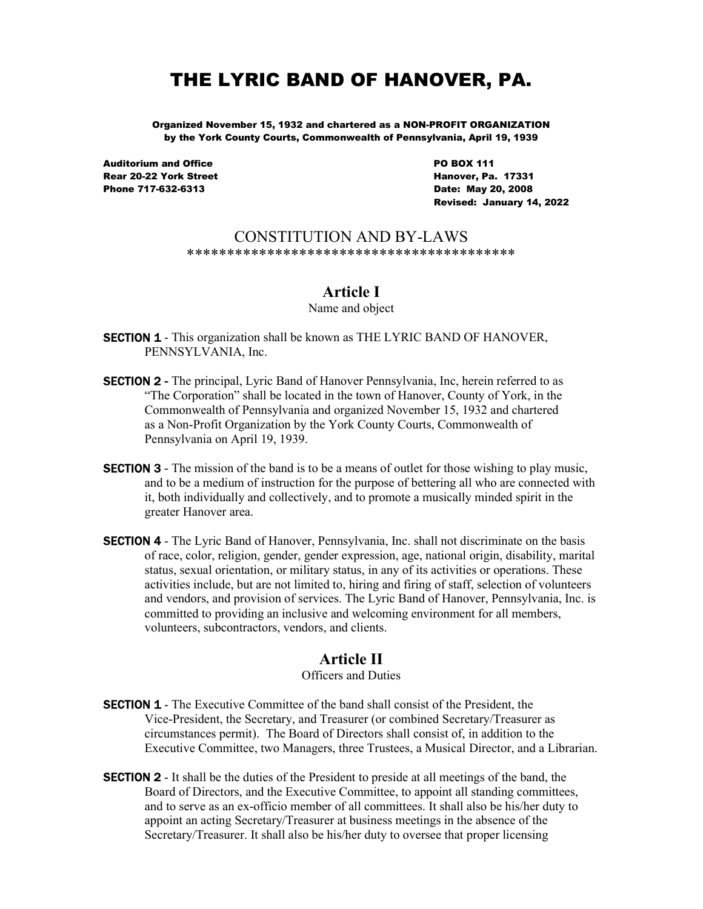# THE LYRIC BAND OF HANOVER, PA.

**Organized November 15, 1932 and chartered as a NON-PROFIT ORGANIZATION by the York County Courts, Commonwealth of Pennsylvania, April 19, 1939**

**Auditorium and Office**
**Rear 20-22 York Street**
**Phone 717-632-6313**

**PO BOX 111**
**Hanover, Pa. 17331**
**Date: May 20, 2008**
**Revised: January 14, 2022**

## CONSTITUTION AND BY-LAWS

****************************************

## Article I

Name and object

**SECTION 1** - This organization shall be known as THE LYRIC BAND OF HANOVER, PENNSYLVANIA, Inc.

**SECTION 2 -** The principal, Lyric Band of Hanover Pennsylvania, Inc, herein referred to as "The Corporation" shall be located in the town of Hanover, County of York, in the Commonwealth of Pennsylvania and organized November 15, 1932 and chartered as a Non-Profit Organization by the York County Courts, Commonwealth of Pennsylvania on April 19, 1939.

**SECTION 3** - The mission of the band is to be a means of outlet for those wishing to play music, and to be a medium of instruction for the purpose of bettering all who are connected with it, both individually and collectively, and to promote a musically minded spirit in the greater Hanover area.

**SECTION 4** - The Lyric Band of Hanover, Pennsylvania, Inc. shall not discriminate on the basis of race, color, religion, gender, gender expression, age, national origin, disability, marital status, sexual orientation, or military status, in any of its activities or operations. These activities include, but are not limited to, hiring and firing of staff, selection of volunteers and vendors, and provision of services. The Lyric Band of Hanover, Pennsylvania, Inc. is committed to providing an inclusive and welcoming environment for all members, volunteers, subcontractors, vendors, and clients.

## Article II

Officers and Duties

**SECTION 1** - The Executive Committee of the band shall consist of the President, the Vice-President, the Secretary, and Treasurer (or combined Secretary/Treasurer as circumstances permit). The Board of Directors shall consist of, in addition to the Executive Committee, two Managers, three Trustees, a Musical Director, and a Librarian.

**SECTION 2** - It shall be the duties of the President to preside at all meetings of the band, the Board of Directors, and the Executive Committee, to appoint all standing committees, and to serve as an ex-officio member of all committees. It shall also be his/her duty to appoint an acting Secretary/Treasurer at business meetings in the absence of the Secretary/Treasurer. It shall also be his/her duty to oversee that proper licensing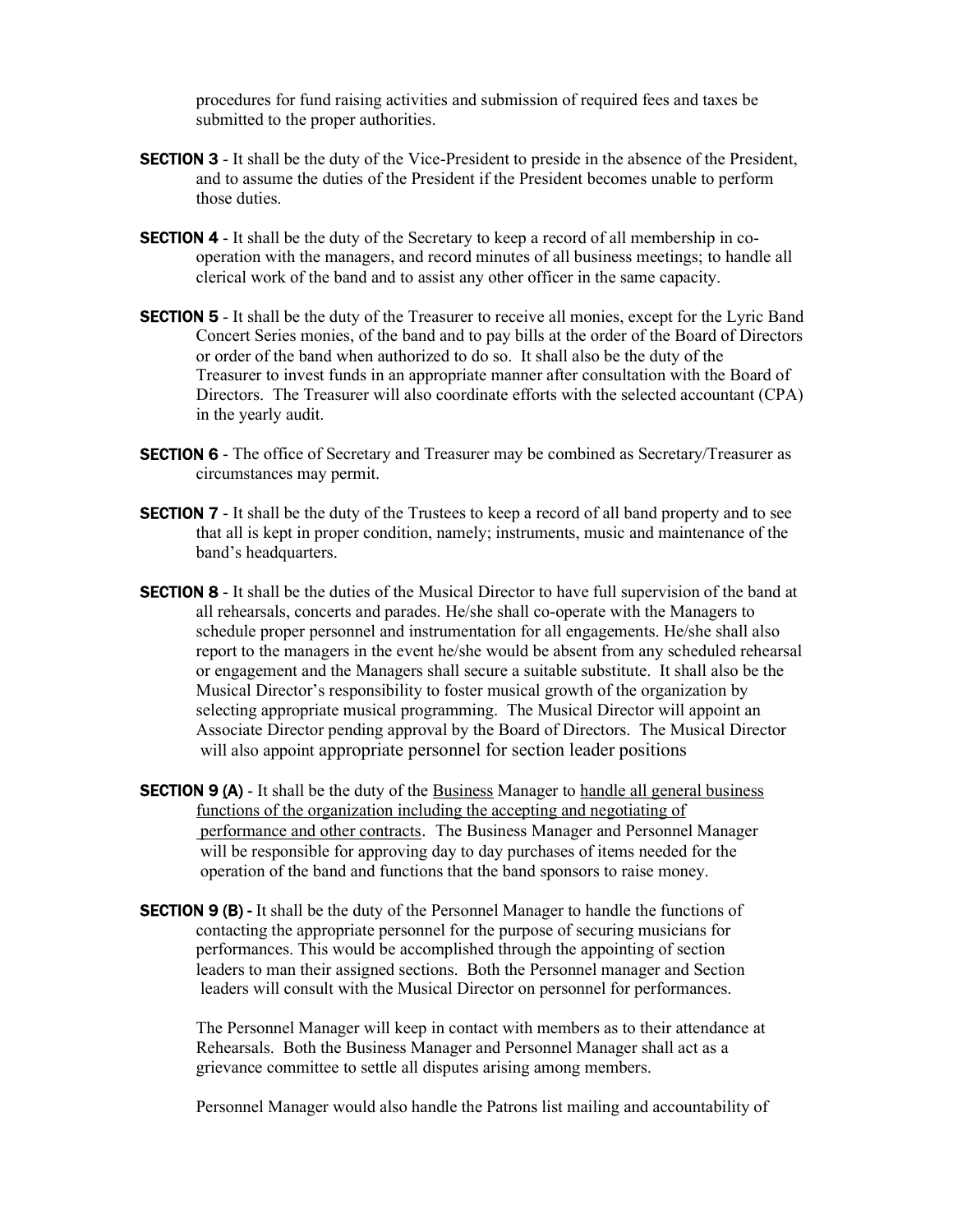procedures for fund raising activities and submission of required fees and taxes be submitted to the proper authorities.

**SECTION 3** - It shall be the duty of the Vice-President to preside in the absence of the President, and to assume the duties of the President if the President becomes unable to perform those duties.

**SECTION 4** - It shall be the duty of the Secretary to keep a record of all membership in co-operation with the managers, and record minutes of all business meetings; to handle all clerical work of the band and to assist any other officer in the same capacity.

**SECTION 5** - It shall be the duty of the Treasurer to receive all monies, except for the Lyric Band Concert Series monies, of the band and to pay bills at the order of the Board of Directors or order of the band when authorized to do so. It shall also be the duty of the Treasurer to invest funds in an appropriate manner after consultation with the Board of Directors. The Treasurer will also coordinate efforts with the selected accountant (CPA) in the yearly audit.

**SECTION 6** - The office of Secretary and Treasurer may be combined as Secretary/Treasurer as circumstances may permit.

**SECTION 7** - It shall be the duty of the Trustees to keep a record of all band property and to see that all is kept in proper condition, namely; instruments, music and maintenance of the band's headquarters.

**SECTION 8** - It shall be the duties of the Musical Director to have full supervision of the band at all rehearsals, concerts and parades. He/she shall co-operate with the Managers to schedule proper personnel and instrumentation for all engagements. He/she shall also report to the managers in the event he/she would be absent from any scheduled rehearsal or engagement and the Managers shall secure a suitable substitute. It shall also be the Musical Director's responsibility to foster musical growth of the organization by selecting appropriate musical programming. The Musical Director will appoint an Associate Director pending approval by the Board of Directors. The Musical Director will also appoint appropriate personnel for section leader positions

**SECTION 9 (A)** - It shall be the duty of the <u>Business</u> Manager to <u>handle all general business functions of the organization including the accepting and negotiating of performance and other contracts</u>. The Business Manager and Personnel Manager will be responsible for approving day to day purchases of items needed for the operation of the band and functions that the band sponsors to raise money.

**SECTION 9 (B)** - It shall be the duty of the Personnel Manager to handle the functions of contacting the appropriate personnel for the purpose of securing musicians for performances. This would be accomplished through the appointing of section leaders to man their assigned sections. Both the Personnel manager and Section leaders will consult with the Musical Director on personnel for performances.

The Personnel Manager will keep in contact with members as to their attendance at Rehearsals. Both the Business Manager and Personnel Manager shall act as a grievance committee to settle all disputes arising among members.

Personnel Manager would also handle the Patrons list mailing and accountability of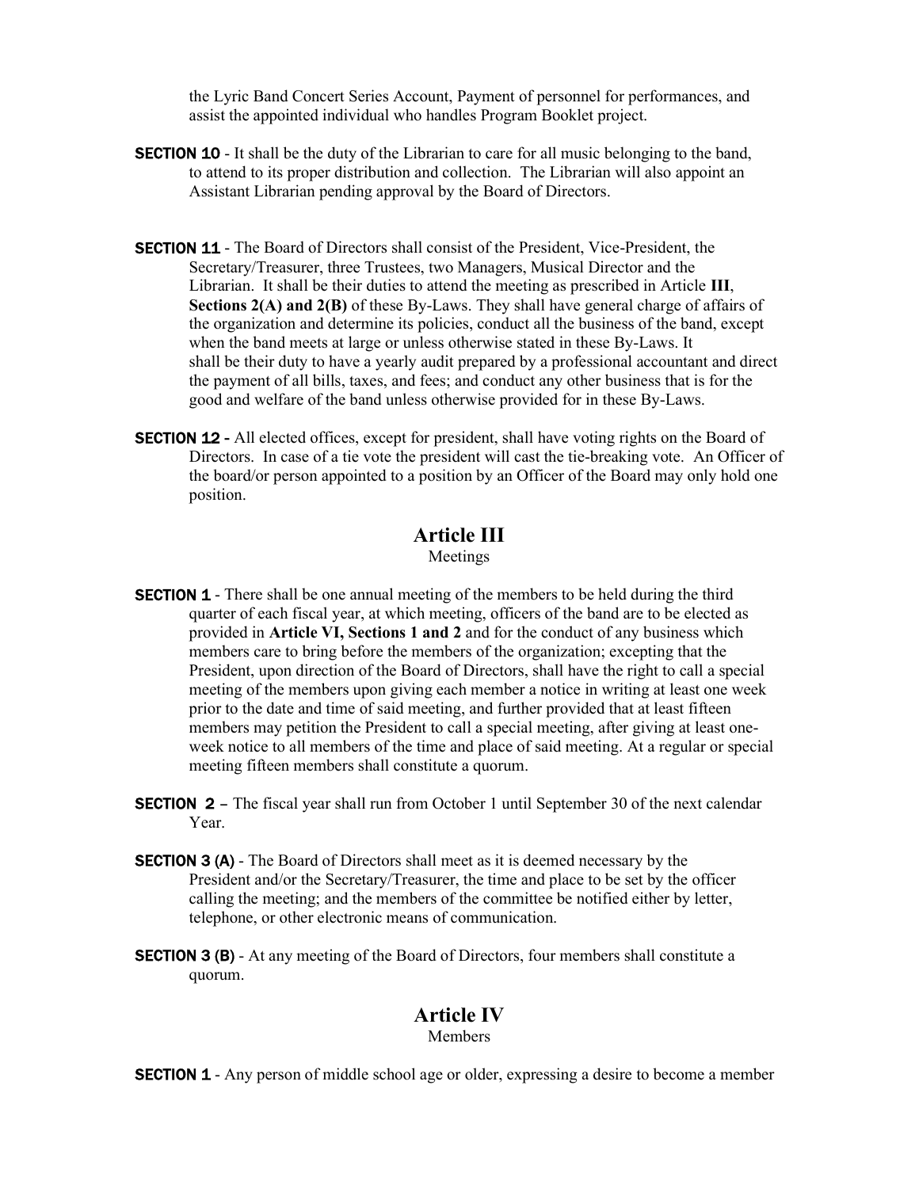the Lyric Band Concert Series Account, Payment of personnel for performances, and assist the appointed individual who handles Program Booklet project.

**SECTION 10** - It shall be the duty of the Librarian to care for all music belonging to the band, to attend to its proper distribution and collection. The Librarian will also appoint an Assistant Librarian pending approval by the Board of Directors.

**SECTION 11** - The Board of Directors shall consist of the President, Vice-President, the Secretary/Treasurer, three Trustees, two Managers, Musical Director and the Librarian. It shall be their duties to attend the meeting as prescribed in Article **III**, **Sections 2(A) and 2(B)** of these By-Laws. They shall have general charge of affairs of the organization and determine its policies, conduct all the business of the band, except when the band meets at large or unless otherwise stated in these By-Laws. It shall be their duty to have a yearly audit prepared by a professional accountant and direct the payment of all bills, taxes, and fees; and conduct any other business that is for the good and welfare of the band unless otherwise provided for in these By-Laws.

**SECTION 12** - All elected offices, except for president, shall have voting rights on the Board of Directors. In case of a tie vote the president will cast the tie-breaking vote. An Officer of the board/or person appointed to a position by an Officer of the Board may only hold one position.

## Article III

Meetings

**SECTION 1** - There shall be one annual meeting of the members to be held during the third quarter of each fiscal year, at which meeting, officers of the band are to be elected as provided in **Article VI, Sections 1 and 2** and for the conduct of any business which members care to bring before the members of the organization; excepting that the President, upon direction of the Board of Directors, shall have the right to call a special meeting of the members upon giving each member a notice in writing at least one week prior to the date and time of said meeting, and further provided that at least fifteen members may petition the President to call a special meeting, after giving at least one-week notice to all members of the time and place of said meeting. At a regular or special meeting fifteen members shall constitute a quorum.

**SECTION 2** – The fiscal year shall run from October 1 until September 30 of the next calendar Year.

**SECTION 3 (A)** - The Board of Directors shall meet as it is deemed necessary by the President and/or the Secretary/Treasurer, the time and place to be set by the officer calling the meeting; and the members of the committee be notified either by letter, telephone, or other electronic means of communication.

**SECTION 3 (B)** - At any meeting of the Board of Directors, four members shall constitute a quorum.

## Article IV

Members

**SECTION 1** - Any person of middle school age or older, expressing a desire to become a member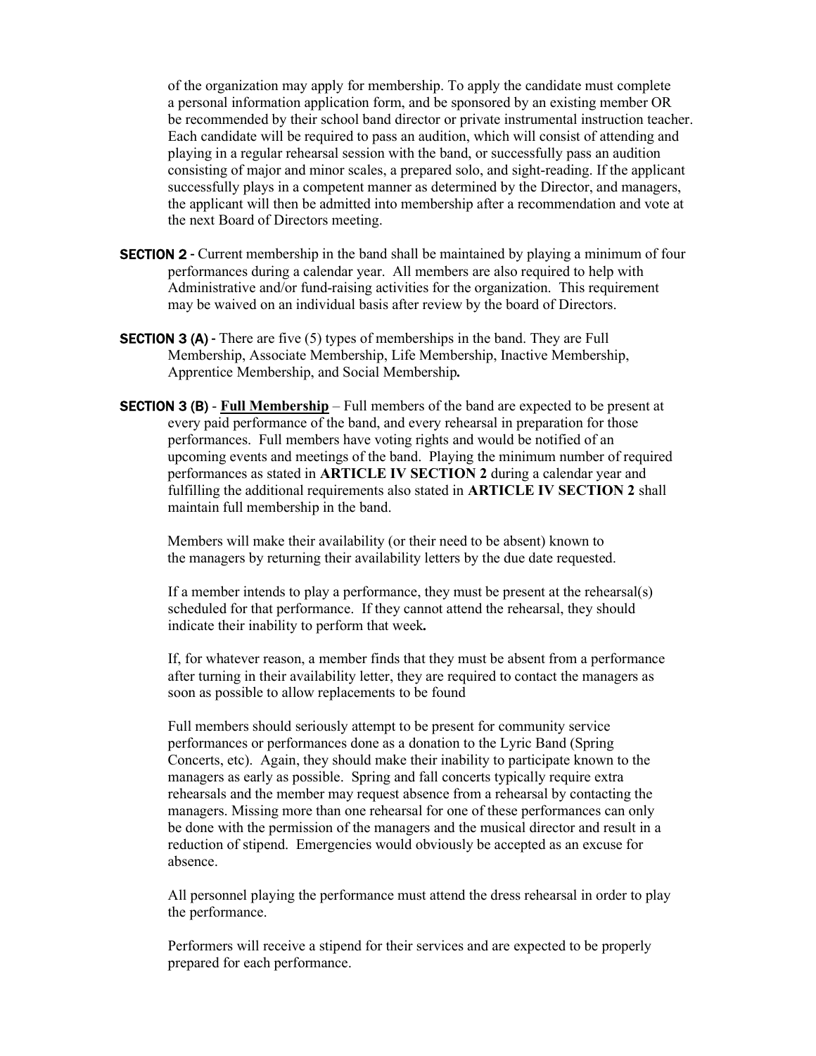of the organization may apply for membership. To apply the candidate must complete a personal information application form, and be sponsored by an existing member OR be recommended by their school band director or private instrumental instruction teacher. Each candidate will be required to pass an audition, which will consist of attending and playing in a regular rehearsal session with the band, or successfully pass an audition consisting of major and minor scales, a prepared solo, and sight-reading. If the applicant successfully plays in a competent manner as determined by the Director, and managers, the applicant will then be admitted into membership after a recommendation and vote at the next Board of Directors meeting.

**SECTION 2** - Current membership in the band shall be maintained by playing a minimum of four performances during a calendar year. All members are also required to help with Administrative and/or fund-raising activities for the organization. This requirement may be waived on an individual basis after review by the board of Directors.

**SECTION 3 (A)** - There are five (5) types of memberships in the band. They are Full Membership, Associate Membership, Life Membership, Inactive Membership, Apprentice Membership, and Social Membership**.**

**SECTION 3 (B)** - **Full Membership** – Full members of the band are expected to be present at every paid performance of the band, and every rehearsal in preparation for those performances. Full members have voting rights and would be notified of an upcoming events and meetings of the band. Playing the minimum number of required performances as stated in **ARTICLE IV SECTION 2** during a calendar year and fulfilling the additional requirements also stated in **ARTICLE IV SECTION 2** shall maintain full membership in the band.

Members will make their availability (or their need to be absent) known to the managers by returning their availability letters by the due date requested.

If a member intends to play a performance, they must be present at the rehearsal(s) scheduled for that performance. If they cannot attend the rehearsal, they should indicate their inability to perform that week**.**

If, for whatever reason, a member finds that they must be absent from a performance after turning in their availability letter, they are required to contact the managers as soon as possible to allow replacements to be found

Full members should seriously attempt to be present for community service performances or performances done as a donation to the Lyric Band (Spring Concerts, etc). Again, they should make their inability to participate known to the managers as early as possible. Spring and fall concerts typically require extra rehearsals and the member may request absence from a rehearsal by contacting the managers. Missing more than one rehearsal for one of these performances can only be done with the permission of the managers and the musical director and result in a reduction of stipend. Emergencies would obviously be accepted as an excuse for absence.

All personnel playing the performance must attend the dress rehearsal in order to play the performance.

Performers will receive a stipend for their services and are expected to be properly prepared for each performance.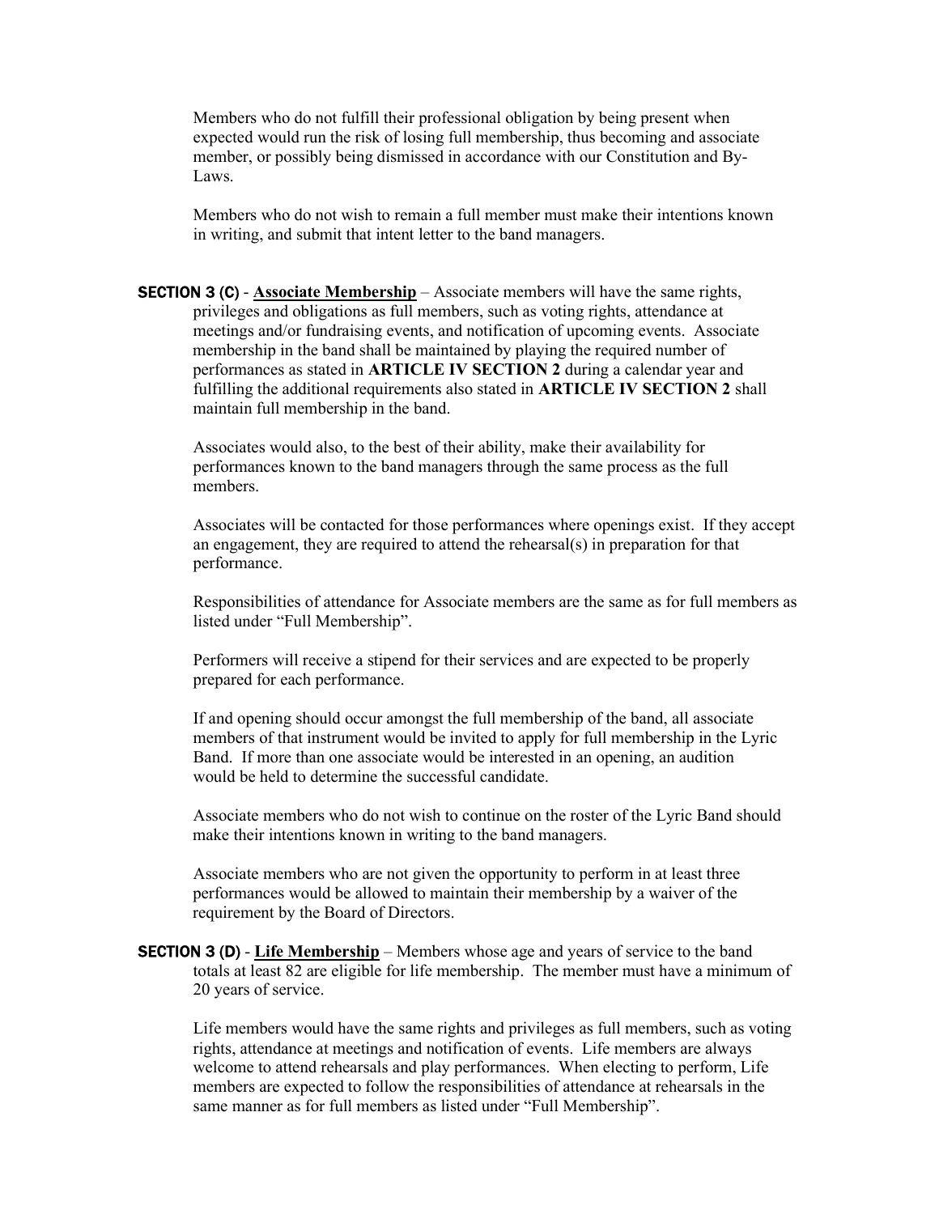Members who do not fulfill their professional obligation by being present when expected would run the risk of losing full membership, thus becoming and associate member, or possibly being dismissed in accordance with our Constitution and By-Laws.

Members who do not wish to remain a full member must make their intentions known in writing, and submit that intent letter to the band managers.

**SECTION 3 (C)** - **Associate Membership** – Associate members will have the same rights, privileges and obligations as full members, such as voting rights, attendance at meetings and/or fundraising events, and notification of upcoming events. Associate membership in the band shall be maintained by playing the required number of performances as stated in **ARTICLE IV SECTION 2** during a calendar year and fulfilling the additional requirements also stated in **ARTICLE IV SECTION 2** shall maintain full membership in the band.

Associates would also, to the best of their ability, make their availability for performances known to the band managers through the same process as the full members.

Associates will be contacted for those performances where openings exist. If they accept an engagement, they are required to attend the rehearsal(s) in preparation for that performance.

Responsibilities of attendance for Associate members are the same as for full members as listed under "Full Membership".

Performers will receive a stipend for their services and are expected to be properly prepared for each performance.

If and opening should occur amongst the full membership of the band, all associate members of that instrument would be invited to apply for full membership in the Lyric Band. If more than one associate would be interested in an opening, an audition would be held to determine the successful candidate.

Associate members who do not wish to continue on the roster of the Lyric Band should make their intentions known in writing to the band managers.

Associate members who are not given the opportunity to perform in at least three performances would be allowed to maintain their membership by a waiver of the requirement by the Board of Directors.

**SECTION 3 (D)** - **Life Membership** – Members whose age and years of service to the band totals at least 82 are eligible for life membership. The member must have a minimum of 20 years of service.

Life members would have the same rights and privileges as full members, such as voting rights, attendance at meetings and notification of events. Life members are always welcome to attend rehearsals and play performances. When electing to perform, Life members are expected to follow the responsibilities of attendance at rehearsals in the same manner as for full members as listed under "Full Membership".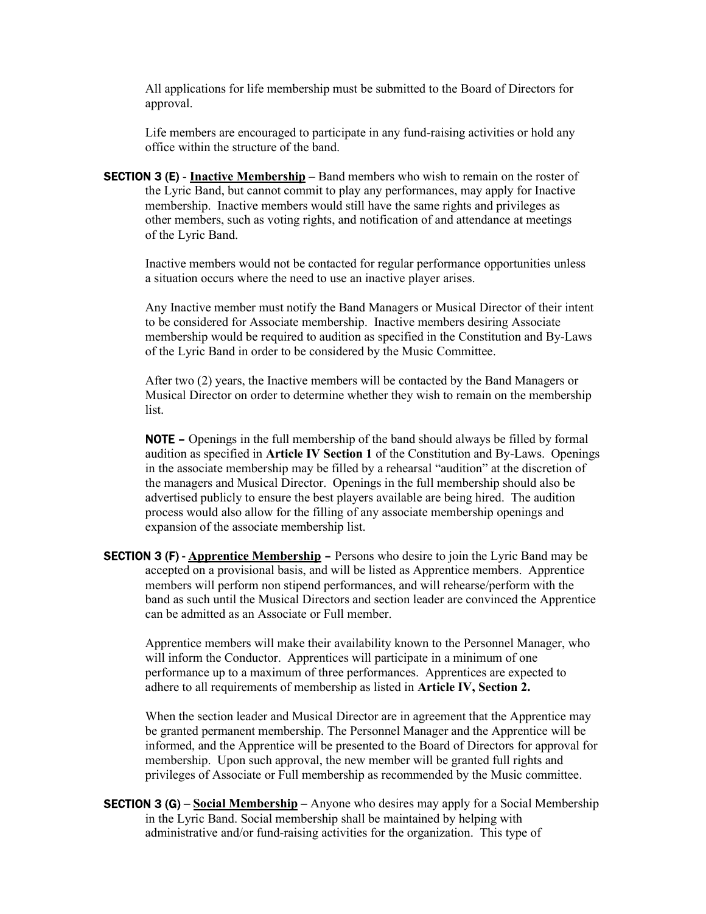All applications for life membership must be submitted to the Board of Directors for approval.

Life members are encouraged to participate in any fund-raising activities or hold any office within the structure of the band.

**SECTION 3 (E)** - **Inactive Membership** – Band members who wish to remain on the roster of the Lyric Band, but cannot commit to play any performances, may apply for Inactive membership. Inactive members would still have the same rights and privileges as other members, such as voting rights, and notification of and attendance at meetings of the Lyric Band.

Inactive members would not be contacted for regular performance opportunities unless a situation occurs where the need to use an inactive player arises.

Any Inactive member must notify the Band Managers or Musical Director of their intent to be considered for Associate membership. Inactive members desiring Associate membership would be required to audition as specified in the Constitution and By-Laws of the Lyric Band in order to be considered by the Music Committee.

After two (2) years, the Inactive members will be contacted by the Band Managers or Musical Director on order to determine whether they wish to remain on the membership list.

**NOTE –** Openings in the full membership of the band should always be filled by formal audition as specified in **Article IV Section 1** of the Constitution and By-Laws. Openings in the associate membership may be filled by a rehearsal "audition" at the discretion of the managers and Musical Director. Openings in the full membership should also be advertised publicly to ensure the best players available are being hired. The audition process would also allow for the filling of any associate membership openings and expansion of the associate membership list.

**SECTION 3 (F)** - **Apprentice Membership** – Persons who desire to join the Lyric Band may be accepted on a provisional basis, and will be listed as Apprentice members. Apprentice members will perform non stipend performances, and will rehearse/perform with the band as such until the Musical Directors and section leader are convinced the Apprentice can be admitted as an Associate or Full member.

Apprentice members will make their availability known to the Personnel Manager, who will inform the Conductor. Apprentices will participate in a minimum of one performance up to a maximum of three performances. Apprentices are expected to adhere to all requirements of membership as listed in **Article IV, Section 2.**

When the section leader and Musical Director are in agreement that the Apprentice may be granted permanent membership. The Personnel Manager and the Apprentice will be informed, and the Apprentice will be presented to the Board of Directors for approval for membership. Upon such approval, the new member will be granted full rights and privileges of Associate or Full membership as recommended by the Music committee.

**SECTION 3 (G)** – **Social Membership** – Anyone who desires may apply for a Social Membership in the Lyric Band. Social membership shall be maintained by helping with administrative and/or fund-raising activities for the organization. This type of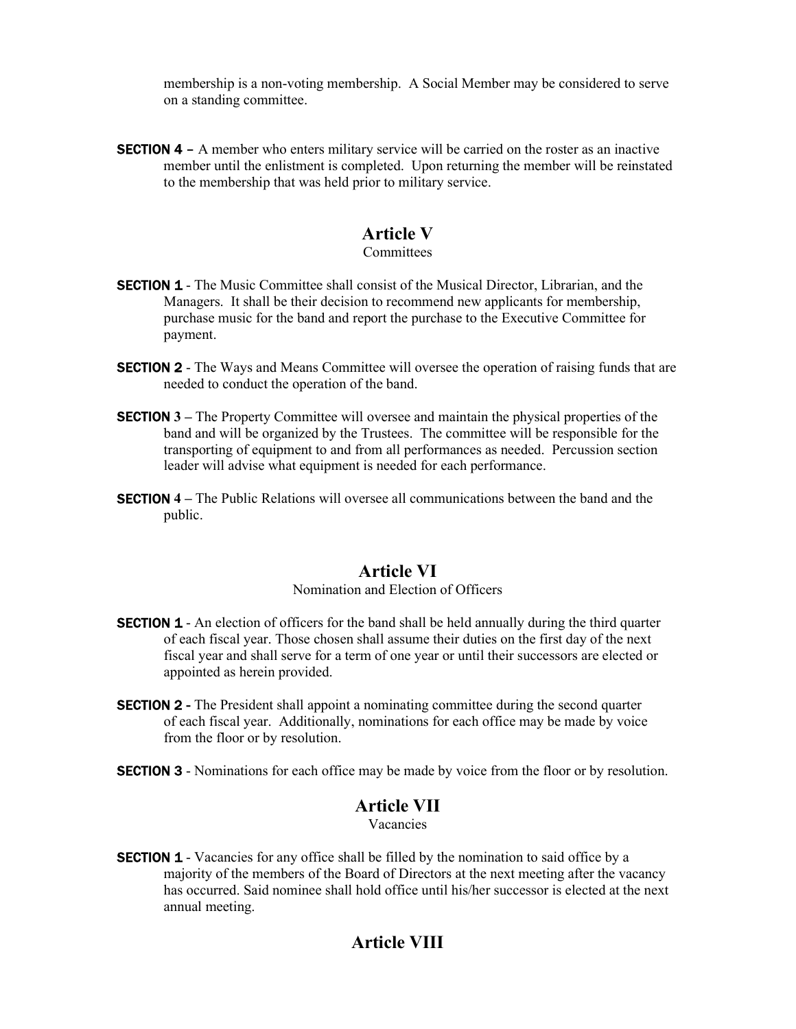membership is a non-voting membership. A Social Member may be considered to serve on a standing committee.

**SECTION 4** – A member who enters military service will be carried on the roster as an inactive member until the enlistment is completed. Upon returning the member will be reinstated to the membership that was held prior to military service.

## Article V

Committees

**SECTION 1** - The Music Committee shall consist of the Musical Director, Librarian, and the Managers. It shall be their decision to recommend new applicants for membership, purchase music for the band and report the purchase to the Executive Committee for payment.

**SECTION 2** - The Ways and Means Committee will oversee the operation of raising funds that are needed to conduct the operation of the band.

**SECTION 3** – The Property Committee will oversee and maintain the physical properties of the band and will be organized by the Trustees. The committee will be responsible for the transporting of equipment to and from all performances as needed. Percussion section leader will advise what equipment is needed for each performance.

**SECTION 4** – The Public Relations will oversee all communications between the band and the public.

## Article VI

Nomination and Election of Officers

**SECTION 1** - An election of officers for the band shall be held annually during the third quarter of each fiscal year. Those chosen shall assume their duties on the first day of the next fiscal year and shall serve for a term of one year or until their successors are elected or appointed as herein provided.

**SECTION 2** - The President shall appoint a nominating committee during the second quarter of each fiscal year. Additionally, nominations for each office may be made by voice from the floor or by resolution.

**SECTION 3** - Nominations for each office may be made by voice from the floor or by resolution.

## Article VII

Vacancies

**SECTION 1** - Vacancies for any office shall be filled by the nomination to said office by a majority of the members of the Board of Directors at the next meeting after the vacancy has occurred. Said nominee shall hold office until his/her successor is elected at the next annual meeting.

## Article VIII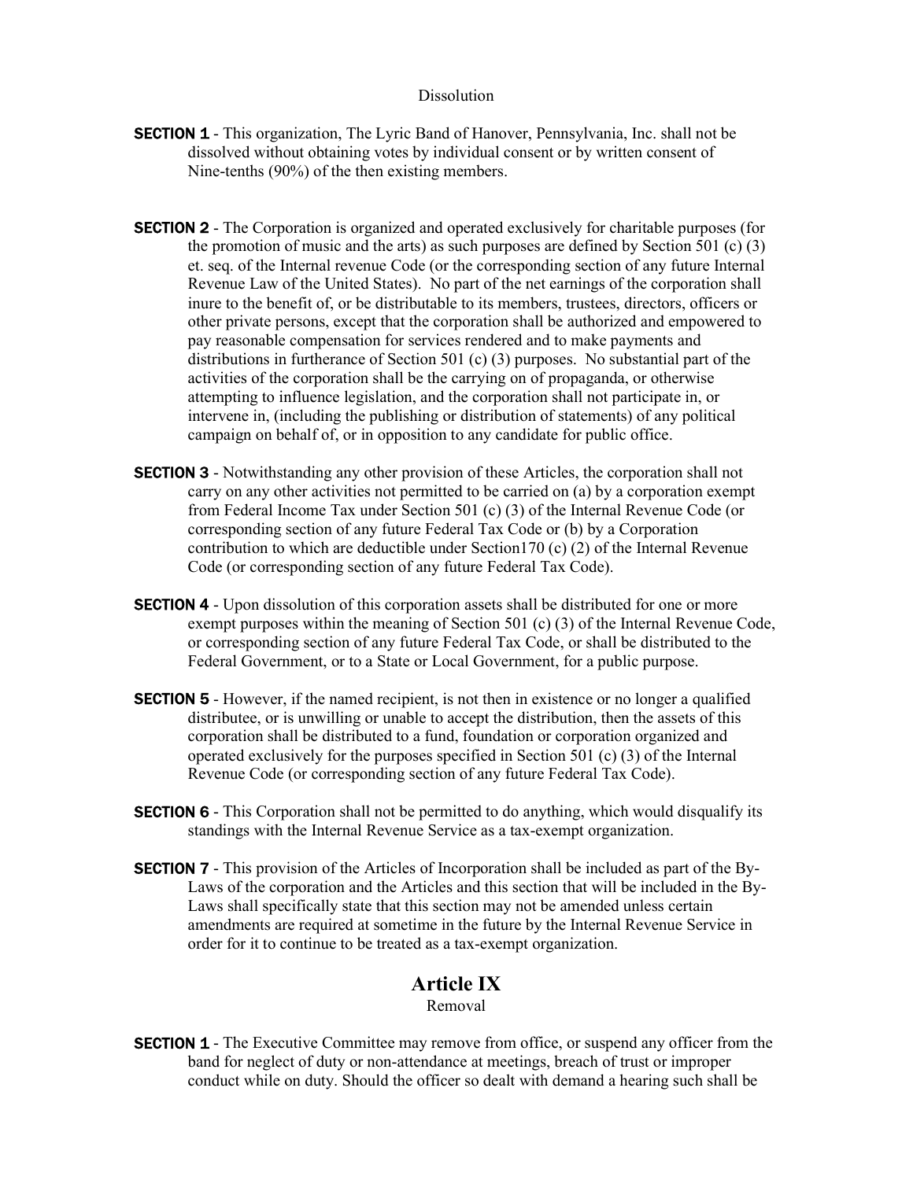Dissolution

**SECTION 1** - This organization, The Lyric Band of Hanover, Pennsylvania, Inc. shall not be dissolved without obtaining votes by individual consent or by written consent of Nine-tenths (90%) of the then existing members.

**SECTION 2** - The Corporation is organized and operated exclusively for charitable purposes (for the promotion of music and the arts) as such purposes are defined by Section 501 (c) (3) et. seq. of the Internal revenue Code (or the corresponding section of any future Internal Revenue Law of the United States). No part of the net earnings of the corporation shall inure to the benefit of, or be distributable to its members, trustees, directors, officers or other private persons, except that the corporation shall be authorized and empowered to pay reasonable compensation for services rendered and to make payments and distributions in furtherance of Section 501 (c) (3) purposes. No substantial part of the activities of the corporation shall be the carrying on of propaganda, or otherwise attempting to influence legislation, and the corporation shall not participate in, or intervene in, (including the publishing or distribution of statements) of any political campaign on behalf of, or in opposition to any candidate for public office.

**SECTION 3** - Notwithstanding any other provision of these Articles, the corporation shall not carry on any other activities not permitted to be carried on (a) by a corporation exempt from Federal Income Tax under Section 501 (c) (3) of the Internal Revenue Code (or corresponding section of any future Federal Tax Code or (b) by a Corporation contribution to which are deductible under Section170 (c) (2) of the Internal Revenue Code (or corresponding section of any future Federal Tax Code).

**SECTION 4** - Upon dissolution of this corporation assets shall be distributed for one or more exempt purposes within the meaning of Section 501 (c) (3) of the Internal Revenue Code, or corresponding section of any future Federal Tax Code, or shall be distributed to the Federal Government, or to a State or Local Government, for a public purpose.

**SECTION 5** - However, if the named recipient, is not then in existence or no longer a qualified distributee, or is unwilling or unable to accept the distribution, then the assets of this corporation shall be distributed to a fund, foundation or corporation organized and operated exclusively for the purposes specified in Section 501 (c) (3) of the Internal Revenue Code (or corresponding section of any future Federal Tax Code).

**SECTION 6** - This Corporation shall not be permitted to do anything, which would disqualify its standings with the Internal Revenue Service as a tax-exempt organization.

**SECTION 7** - This provision of the Articles of Incorporation shall be included as part of the By-Laws of the corporation and the Articles and this section that will be included in the By-Laws shall specifically state that this section may not be amended unless certain amendments are required at sometime in the future by the Internal Revenue Service in order for it to continue to be treated as a tax-exempt organization.

## Article IX

Removal

**SECTION 1** - The Executive Committee may remove from office, or suspend any officer from the band for neglect of duty or non-attendance at meetings, breach of trust or improper conduct while on duty. Should the officer so dealt with demand a hearing such shall be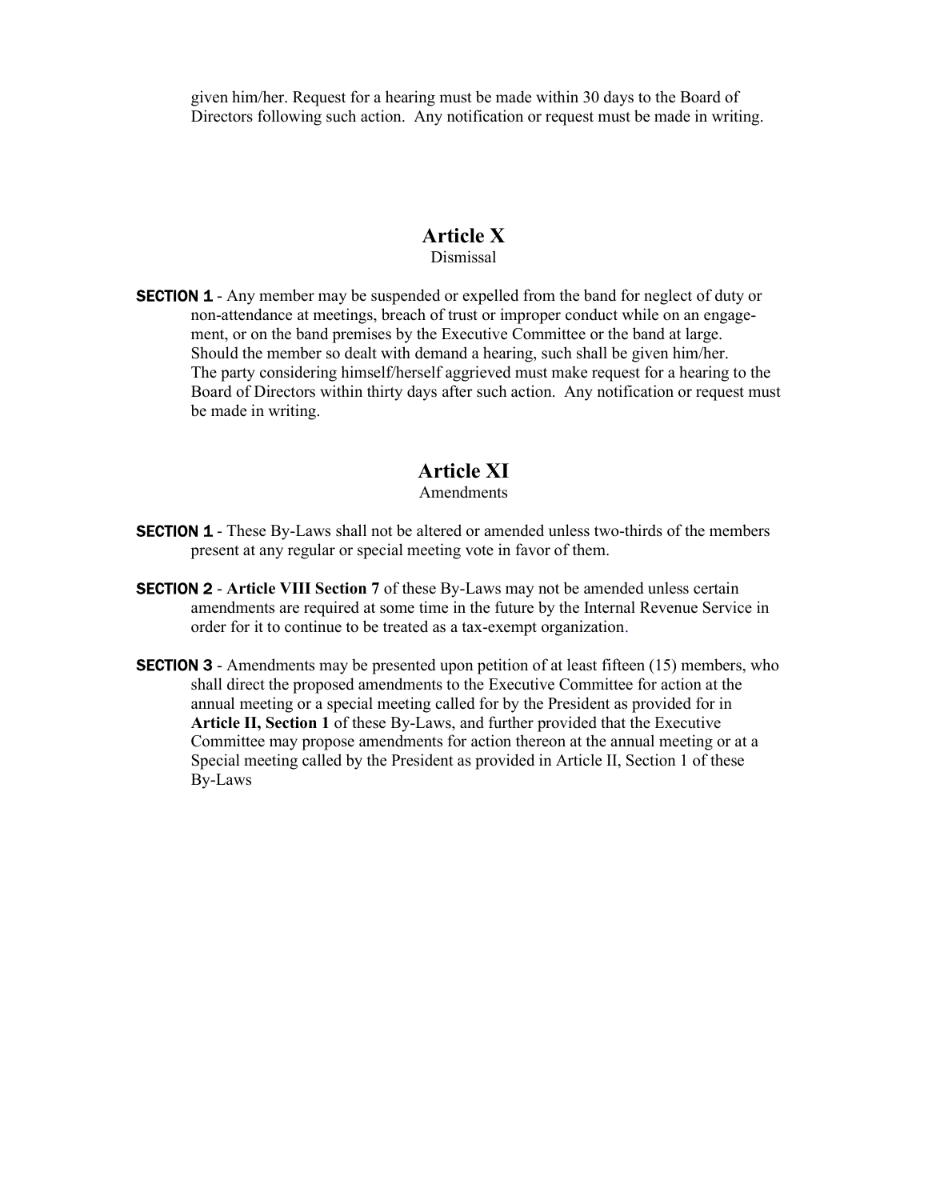given him/her. Request for a hearing must be made within 30 days to the Board of Directors following such action. Any notification or request must be made in writing.

## Article X

Dismissal

**SECTION 1** - Any member may be suspended or expelled from the band for neglect of duty or non-attendance at meetings, breach of trust or improper conduct while on an engagement, or on the band premises by the Executive Committee or the band at large. Should the member so dealt with demand a hearing, such shall be given him/her. The party considering himself/herself aggrieved must make request for a hearing to the Board of Directors within thirty days after such action. Any notification or request must be made in writing.

## Article XI

Amendments

**SECTION 1** - These By-Laws shall not be altered or amended unless two-thirds of the members present at any regular or special meeting vote in favor of them.

**SECTION 2** - **Article VIII Section 7** of these By-Laws may not be amended unless certain amendments are required at some time in the future by the Internal Revenue Service in order for it to continue to be treated as a tax-exempt organization.

**SECTION 3** - Amendments may be presented upon petition of at least fifteen (15) members, who shall direct the proposed amendments to the Executive Committee for action at the annual meeting or a special meeting called for by the President as provided for in **Article II, Section 1** of these By-Laws, and further provided that the Executive Committee may propose amendments for action thereon at the annual meeting or at a Special meeting called by the President as provided in Article II, Section 1 of these By-Laws